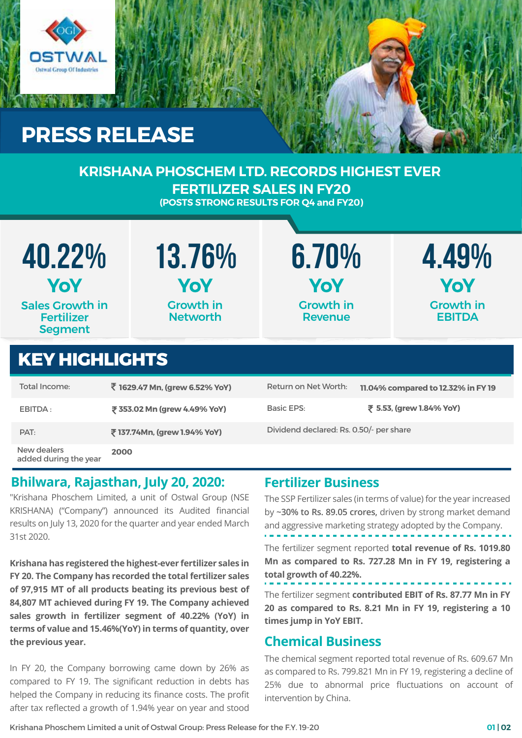OSTWAL

Ostwal Group Of Industries

# PRESS RELEASE

## KRISHANA PHOSCHEM LTD. RECORDS HIGHEST EVER FERTILIZER SALES IN FY20

### (POSTS STRONG RESULTS FOR Q4 and FY20)

| 40.22% YoY | 13.76% YoY | 6.70% YoY | 4.49% YoY |
|---|---|---|---|
| Sales Growth in Fertilizer Segment | Growth in Networth | Growth in Revenue | Growth in EBITDA |

## KEY HIGHLIGHTS

| | | | |
|---|---|---|---|
| Total Income: | ₹ 1629.47 Mn, (grew 6.52% YoY) | Return on Net Worth: | 11.04% compared to 12.32% in FY 19 |
| EBITDA : | ₹ 353.02 Mn (grew 4.49% YoY) | Basic EPS: | ₹ 5.53, (grew 1.84% YoY) |
| PAT: | ₹ 137.74Mn, (grew 1.94% YoY) | Dividend declared: Rs. 0.50/- per share | |
| New dealers added during the year | 2000 | | |

## Bhilwara, Rajasthan, July 20, 2020:

"Krishana Phoschem Limited, a unit of Ostwal Group (NSE KRISHANA) ("Company") announced its Audited financial results on July 13, 2020 for the quarter and year ended March 31st 2020.

**Krishana has registered the highest-ever fertilizer sales in FY 20. The Company has recorded the total fertilizer sales of 97,915 MT of all products beating its previous best of 84,807 MT achieved during FY 19. The Company achieved sales growth in fertilizer segment of 40.22% (YoY) in terms of value and 15.46%(YoY) in terms of quantity, over the previous year.**

In FY 20, the Company borrowing came down by 26% as compared to FY 19. The significant reduction in debts has helped the Company in reducing its finance costs. The profit after tax reflected a growth of 1.94% year on year and stood

## Fertilizer Business

The SSP Fertilizer sales (in terms of value) for the year increased by **~30% to Rs. 89.05 crores,** driven by strong market demand and aggressive marketing strategy adopted by the Company.

The fertilizer segment reported **total revenue of Rs. 1019.80 Mn as compared to Rs. 727.28 Mn in FY 19, registering a total growth of 40.22%.**

The fertilizer segment **contributed EBIT of Rs. 87.77 Mn in FY 20 as compared to Rs. 8.21 Mn in FY 19, registering a 10 times jump in YoY EBIT.**

## Chemical Business

The chemical segment reported total revenue of Rs. 609.67 Mn as compared to Rs. 799.821 Mn in FY 19, registering a decline of 25% due to abnormal price fluctuations on account of intervention by China.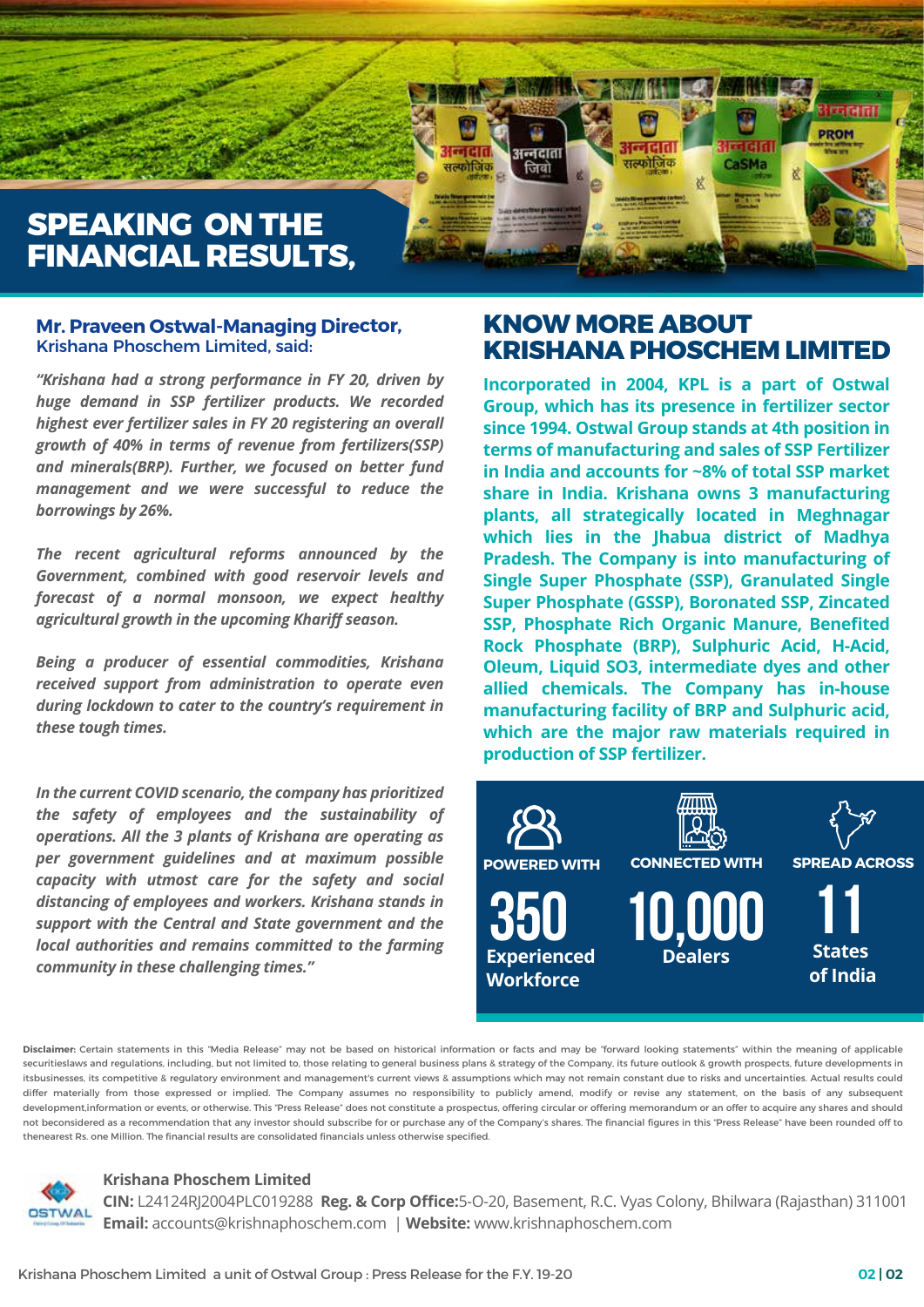# SPEAKING ON THE FINANCIAL RESULTS,

**Mr. Praveen Ostwal-Managing Director,**
Krishana Phoschem Limited, said:

***"Krishana had a strong performance in FY 20, driven by huge demand in SSP fertilizer products. We recorded highest ever fertilizer sales in FY 20 registering an overall growth of 40% in terms of revenue from fertilizers(SSP) and minerals(BRP). Further, we focused on better fund management and we were successful to reduce the borrowings by 26%.***

***The recent agricultural reforms announced by the Government, combined with good reservoir levels and forecast of a normal monsoon, we expect healthy agricultural growth in the upcoming Khariff season.***

***Being a producer of essential commodities, Krishana received support from administration to operate even during lockdown to cater to the country's requirement in these tough times.***

***In the current COVID scenario, the company has prioritized the safety of employees and the sustainability of operations. All the 3 plants of Krishana are operating as per government guidelines and at maximum possible capacity with utmost care for the safety and social distancing of employees and workers. Krishana stands in support with the Central and State government and the local authorities and remains committed to the farming community in these challenging times."***

## KNOW MORE ABOUT KRISHANA PHOSCHEM LIMITED

**Incorporated in 2004, KPL is a part of Ostwal Group, which has its presence in fertilizer sector since 1994. Ostwal Group stands at 4th position in terms of manufacturing and sales of SSP Fertilizer in India and accounts for ~8% of total SSP market share in India. Krishana owns 3 manufacturing plants, all strategically located in Meghnagar which lies in the Jhabua district of Madhya Pradesh. The Company is into manufacturing of Single Super Phosphate (SSP), Granulated Single Super Phosphate (GSSP), Boronated SSP, Zincated SSP, Phosphate Rich Organic Manure, Benefited Rock Phosphate (BRP), Sulphuric Acid, H-Acid, Oleum, Liquid SO3, intermediate dyes and other allied chemicals. The Company has in-house manufacturing facility of BRP and Sulphuric acid, which are the major raw materials required in production of SSP fertilizer.**

**POWERED WITH**
**350**
**Experienced Workforce**

**CONNECTED WITH**
**10,000**
**Dealers**

**SPREAD ACROSS**
**11**
**States of India**

**Disclaimer:** Certain statements in this "Media Release" may not be based on historical information or facts and may be "forward looking statements" within the meaning of applicable securitieslaws and regulations, including, but not limited to, those relating to general business plans & strategy of the Company, its future outlook & growth prospects, future developments in itsbusinesses, its competitive & regulatory environment and management's current views & assumptions which may not remain constant due to risks and uncertainties. Actual results could differ materially from those expressed or implied. The Company assumes no responsibility to publicly amend, modify or revise any statement, on the basis of any subsequent development,information or events, or otherwise. This "Press Release" does not constitute a prospectus, offering circular or offering memorandum or an offer to acquire any shares and should not beconsidered as a recommendation that any investor should subscribe for or purchase any of the Company's shares. The financial figures in this "Press Release" have been rounded off to thenearest Rs. one Million. The financial results are consolidated financials unless otherwise specified.

**Krishana Phoschem Limited**
**CIN:** L24124RJ2004PLC019288 **Reg. & Corp Office:**5-O-20, Basement, R.C. Vyas Colony, Bhilwara (Rajasthan) 311001
**Email:** accounts@krishnaphoschem.com | **Website:** www.krishnaphoschem.com